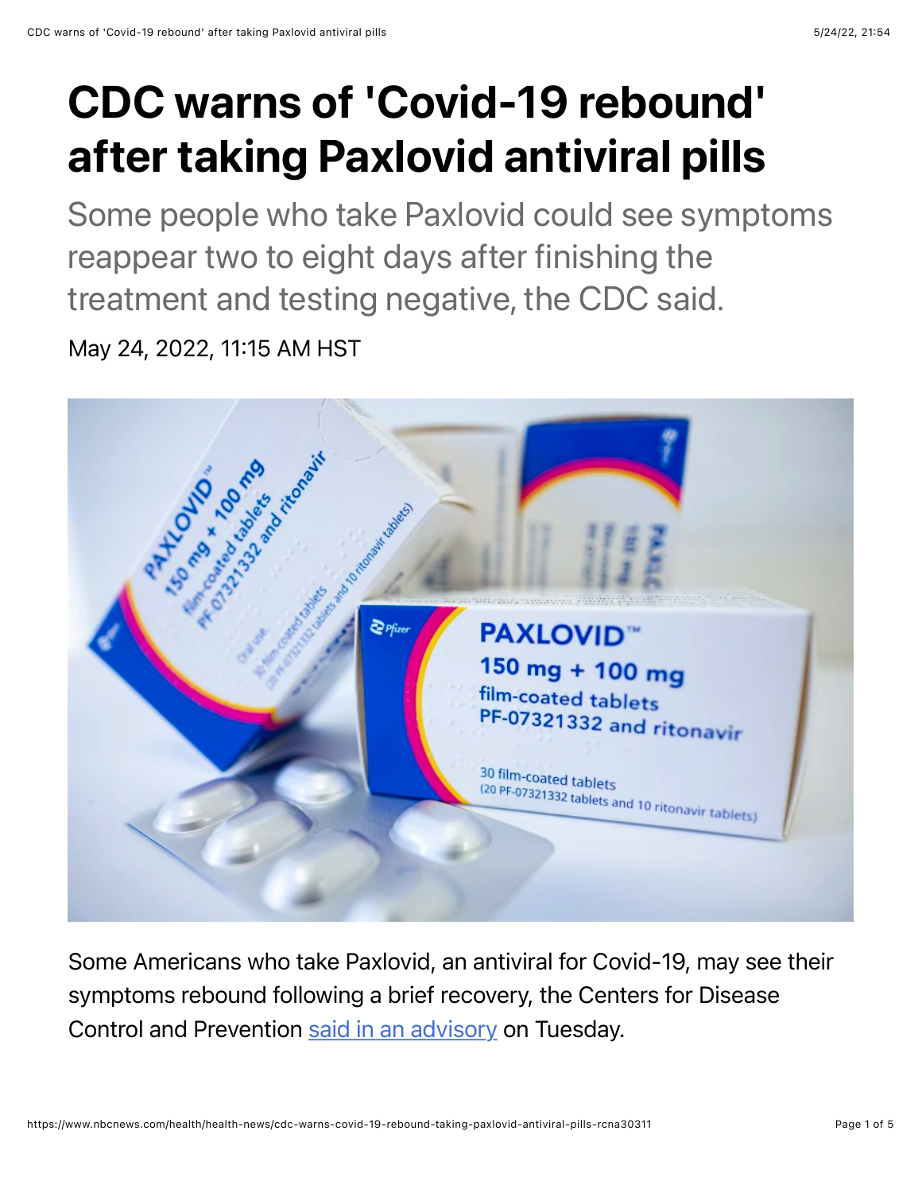# CDC warns of 'Covid-19 rebound' after taking Paxlovid antiviral pills

Some people who take Paxlovid could see symptoms reappear two to eight days after finishing the treatment and testing negative, the CDC said.

May 24, 2022, 11:15 AM HST

Some Americans who take Paxlovid, an antiviral for Covid-19, may see their symptoms rebound following a brief recovery, the Centers for Disease Control and Prevention said in an advisory on Tuesday.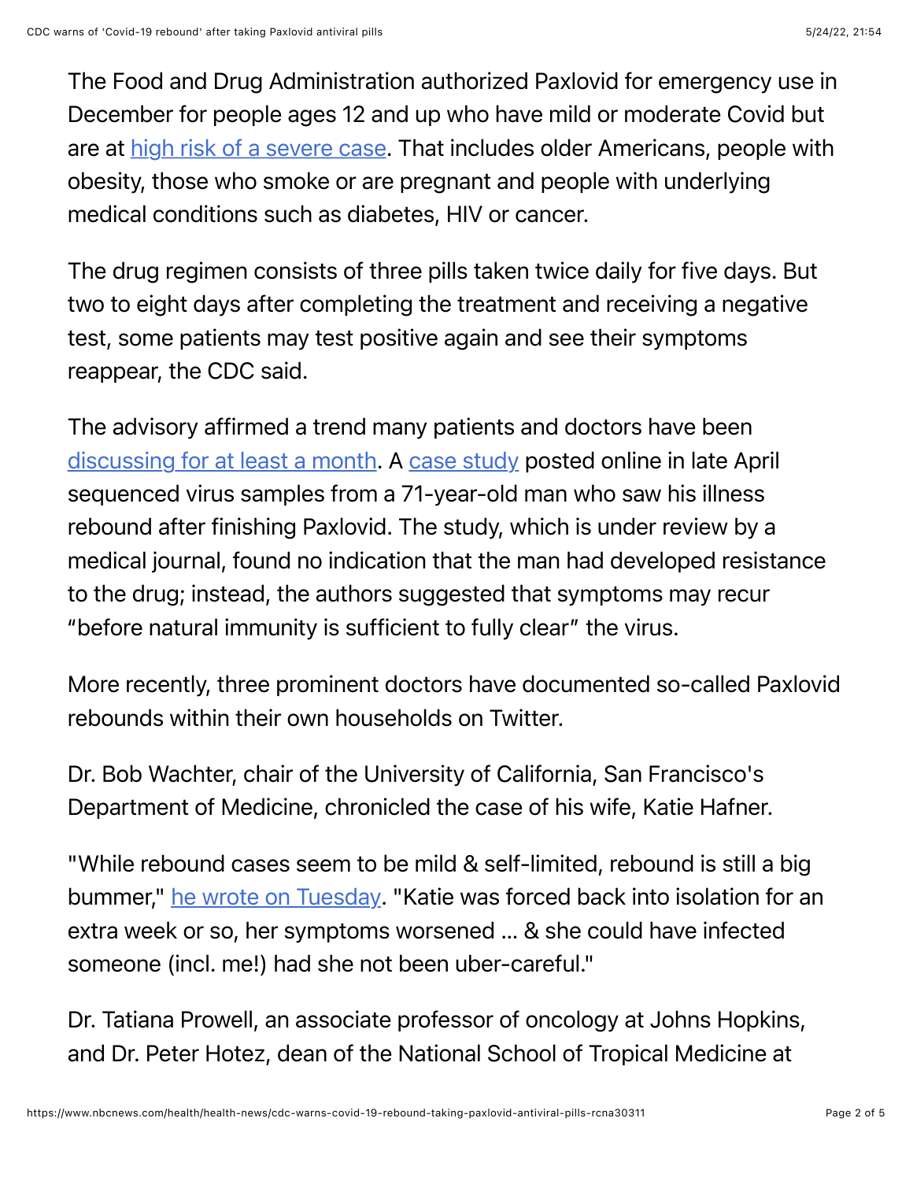The Food and Drug Administration authorized Paxlovid for emergency use in December for people ages 12 and up who have mild or moderate Covid but are at [high risk of a severe case](). That includes older Americans, people with obesity, those who smoke or are pregnant and people with underlying medical conditions such as diabetes, HIV or cancer.

The drug regimen consists of three pills taken twice daily for five days. But two to eight days after completing the treatment and receiving a negative test, some patients may test positive again and see their symptoms reappear, the CDC said.

The advisory affirmed a trend many patients and doctors have been [discussing for at least a month](). A [case study]() posted online in late April sequenced virus samples from a 71-year-old man who saw his illness rebound after finishing Paxlovid. The study, which is under review by a medical journal, found no indication that the man had developed resistance to the drug; instead, the authors suggested that symptoms may recur "before natural immunity is sufficient to fully clear" the virus.

More recently, three prominent doctors have documented so-called Paxlovid rebounds within their own households on Twitter.

Dr. Bob Wachter, chair of the University of California, San Francisco's Department of Medicine, chronicled the case of his wife, Katie Hafner.

"While rebound cases seem to be mild & self-limited, rebound is still a big bummer," [he wrote on Tuesday](). "Katie was forced back into isolation for an extra week or so, her symptoms worsened ... & she could have infected someone (incl. me!) had she not been uber-careful."

Dr. Tatiana Prowell, an associate professor of oncology at Johns Hopkins, and Dr. Peter Hotez, dean of the National School of Tropical Medicine at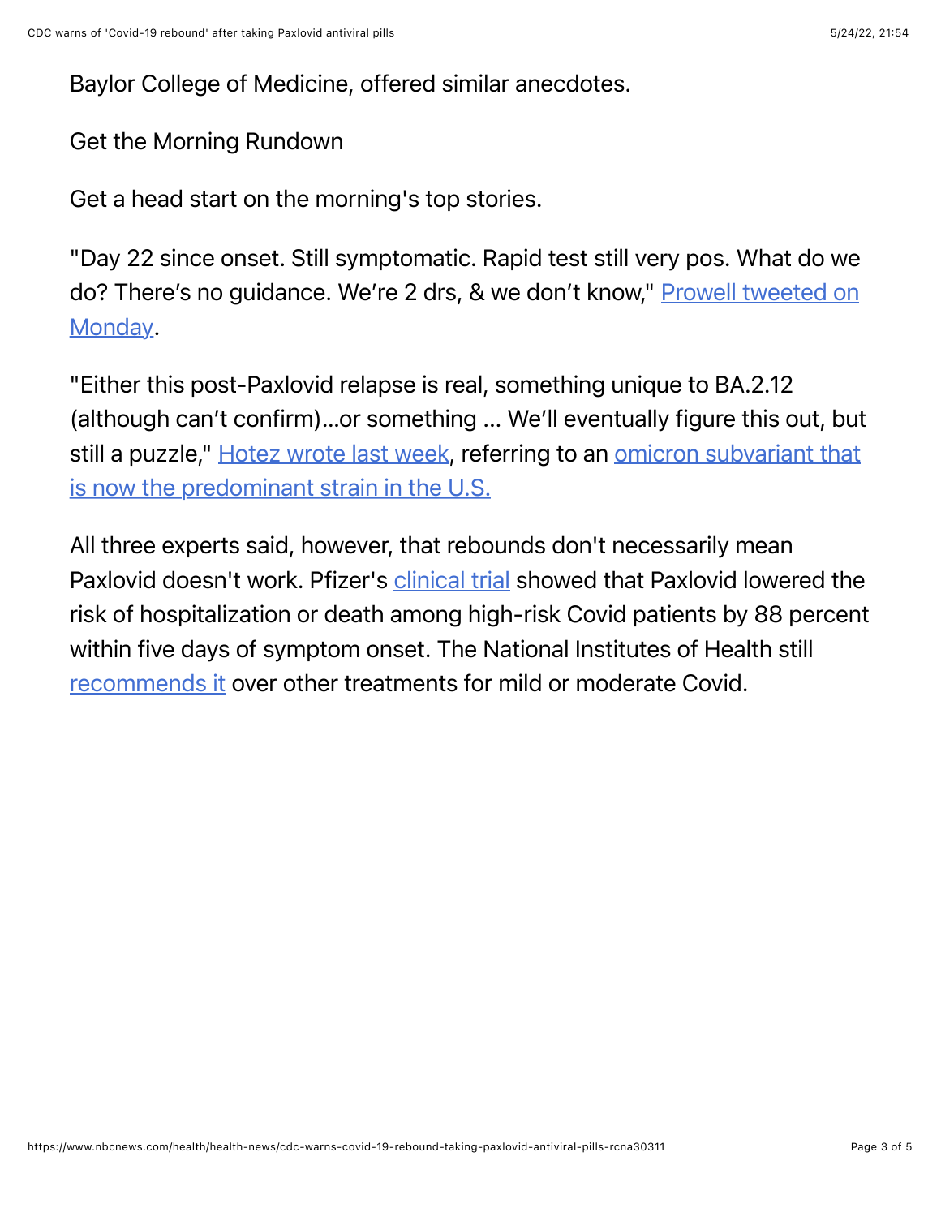Baylor College of Medicine, offered similar anecdotes.

Get the Morning Rundown

Get a head start on the morning's top stories.

"Day 22 since onset. Still symptomatic. Rapid test still very pos. What do we do? There's no guidance. We're 2 drs, & we don't know," Prowell tweeted on Monday.

"Either this post-Paxlovid relapse is real, something unique to BA.2.12 (although can't confirm)...or something ... We'll eventually figure this out, but still a puzzle," Hotez wrote last week, referring to an omicron subvariant that is now the predominant strain in the U.S.

All three experts said, however, that rebounds don't necessarily mean Paxlovid doesn't work. Pfizer's clinical trial showed that Paxlovid lowered the risk of hospitalization or death among high-risk Covid patients by 88 percent within five days of symptom onset. The National Institutes of Health still recommends it over other treatments for mild or moderate Covid.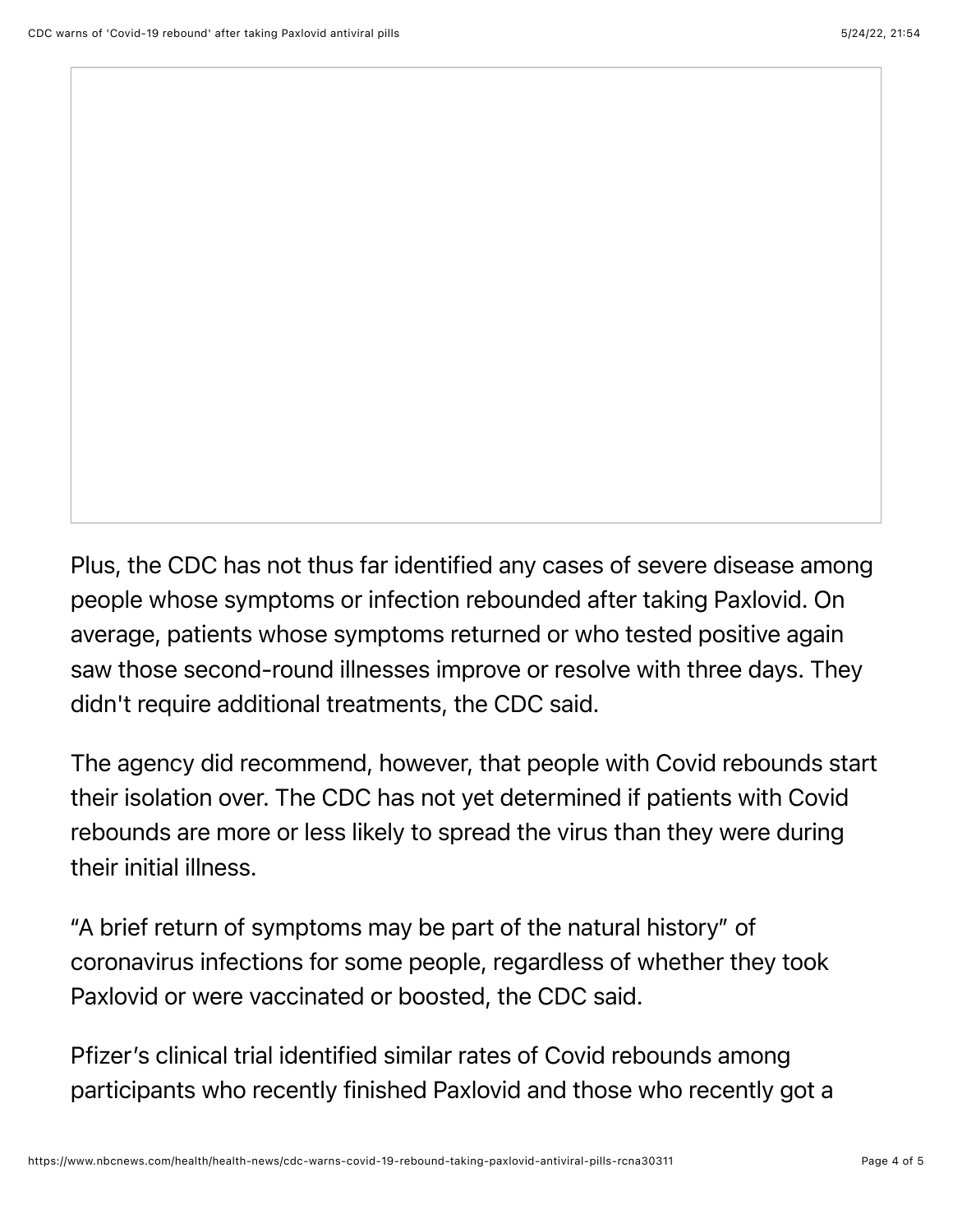Plus, the CDC has not thus far identified any cases of severe disease among people whose symptoms or infection rebounded after taking Paxlovid. On average, patients whose symptoms returned or who tested positive again saw those second-round illnesses improve or resolve with three days. They didn't require additional treatments, the CDC said.

The agency did recommend, however, that people with Covid rebounds start their isolation over. The CDC has not yet determined if patients with Covid rebounds are more or less likely to spread the virus than they were during their initial illness.

“A brief return of symptoms may be part of the natural history” of coronavirus infections for some people, regardless of whether they took Paxlovid or were vaccinated or boosted, the CDC said.

Pfizer’s clinical trial identified similar rates of Covid rebounds among participants who recently finished Paxlovid and those who recently got a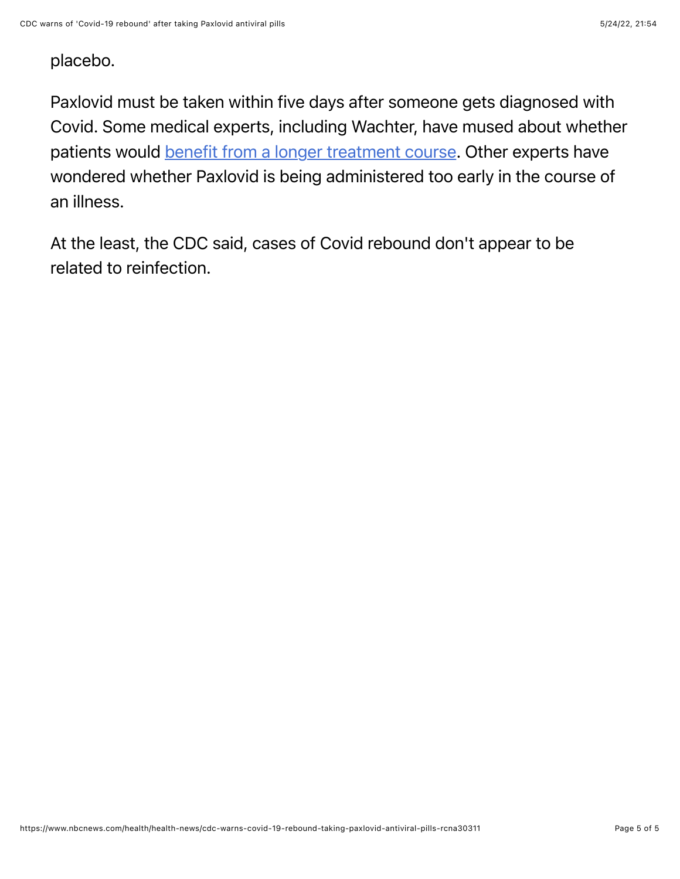placebo.

Paxlovid must be taken within five days after someone gets diagnosed with Covid. Some medical experts, including Wachter, have mused about whether patients would benefit from a longer treatment course. Other experts have wondered whether Paxlovid is being administered too early in the course of an illness.

At the least, the CDC said, cases of Covid rebound don't appear to be related to reinfection.